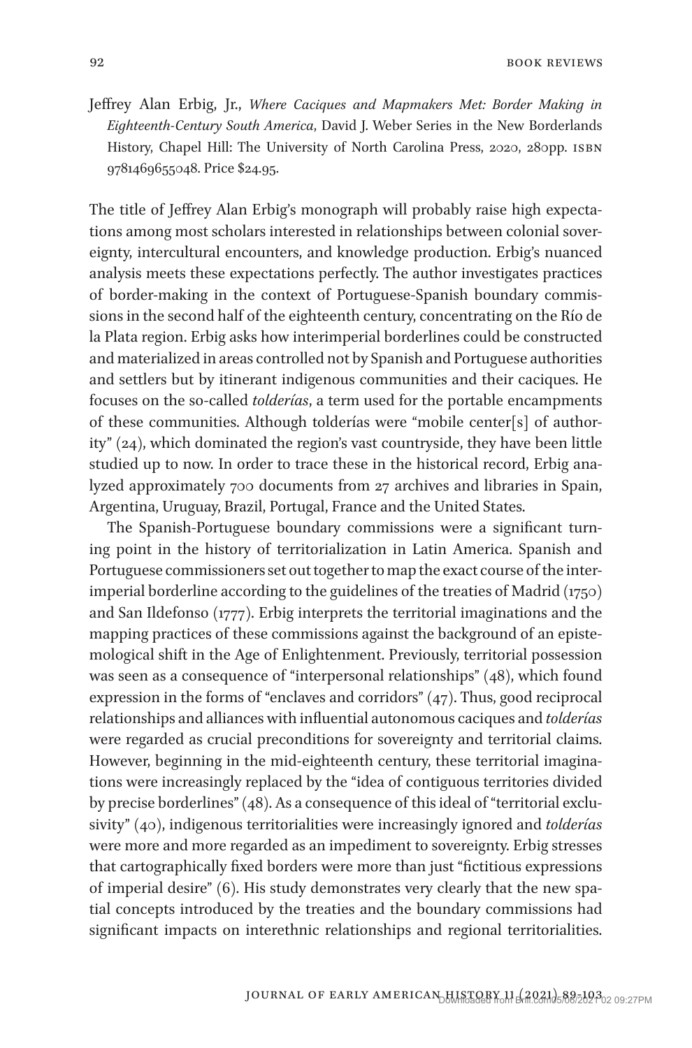Jeffrey Alan Erbig, Jr., *Where Caciques and Mapmakers Met: Border Making in Eighteenth-Century South America*, David J. Weber Series in the New Borderlands History, Chapel Hill: The University of North Carolina Press, 2020, 280pp. ISBN 9781469655048. Price $24.95.

The title of Jeffrey Alan Erbig's monograph will probably raise high expectations among most scholars interested in relationships between colonial sovereignty, intercultural encounters, and knowledge production. Erbig's nuanced analysis meets these expectations perfectly. The author investigates practices of border-making in the context of Portuguese-Spanish boundary commissions in the second half of the eighteenth century, concentrating on the Río de la Plata region. Erbig asks how interimperial borderlines could be constructed and materialized in areas controlled not by Spanish and Portuguese authorities and settlers but by itinerant indigenous communities and their caciques. He focuses on the so-called *tolderías*, a term used for the portable encampments of these communities. Although tolderías were "mobile center[s] of authority" (24), which dominated the region's vast countryside, they have been little studied up to now. In order to trace these in the historical record, Erbig analyzed approximately 700 documents from 27 archives and libraries in Spain, Argentina, Uruguay, Brazil, Portugal, France and the United States.

The Spanish-Portuguese boundary commissions were a significant turning point in the history of territorialization in Latin America. Spanish and Portuguese commissioners set out together to map the exact course of the interimperial borderline according to the guidelines of the treaties of Madrid (1750) and San Ildefonso (1777). Erbig interprets the territorial imaginations and the mapping practices of these commissions against the background of an epistemological shift in the Age of Enlightenment. Previously, territorial possession was seen as a consequence of "interpersonal relationships" (48), which found expression in the forms of "enclaves and corridors" (47). Thus, good reciprocal relationships and alliances with influential autonomous caciques and *tolderías* were regarded as crucial preconditions for sovereignty and territorial claims. However, beginning in the mid-eighteenth century, these territorial imaginations were increasingly replaced by the "idea of contiguous territories divided by precise borderlines" (48). As a consequence of this ideal of "territorial exclusivity" (40), indigenous territorialities were increasingly ignored and *tolderías* were more and more regarded as an impediment to sovereignty. Erbig stresses that cartographically fixed borders were more than just "fictitious expressions of imperial desire" (6). His study demonstrates very clearly that the new spatial concepts introduced by the treaties and the boundary commissions had significant impacts on interethnic relationships and regional territorialities.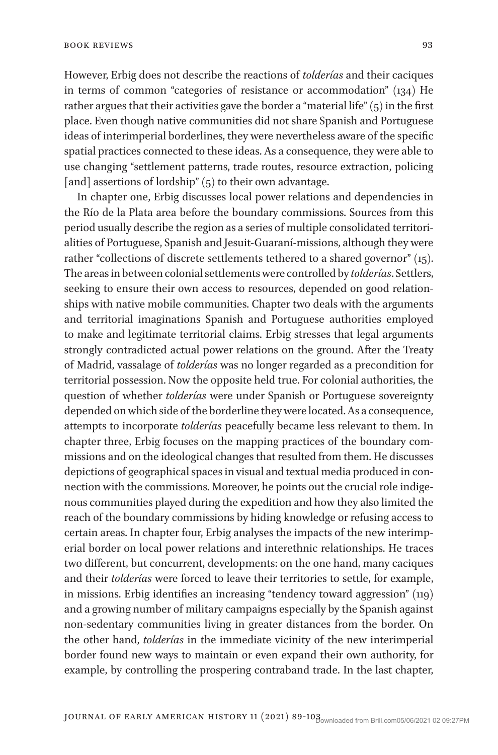However, Erbig does not describe the reactions of *tolderías* and their caciques in terms of common "categories of resistance or accommodation" (134) He rather argues that their activities gave the border a "material life" (5) in the first place. Even though native communities did not share Spanish and Portuguese ideas of interimperial borderlines, they were nevertheless aware of the specific spatial practices connected to these ideas. As a consequence, they were able to use changing "settlement patterns, trade routes, resource extraction, policing [and] assertions of lordship" (5) to their own advantage.

In chapter one, Erbig discusses local power relations and dependencies in the Río de la Plata area before the boundary commissions. Sources from this period usually describe the region as a series of multiple consolidated territorialities of Portuguese, Spanish and Jesuit-Guaraní-missions, although they were rather "collections of discrete settlements tethered to a shared governor" (15). The areas in between colonial settlements were controlled by *tolderías*. Settlers, seeking to ensure their own access to resources, depended on good relationships with native mobile communities. Chapter two deals with the arguments and territorial imaginations Spanish and Portuguese authorities employed to make and legitimate territorial claims. Erbig stresses that legal arguments strongly contradicted actual power relations on the ground. After the Treaty of Madrid, vassalage of *tolderías* was no longer regarded as a precondition for territorial possession. Now the opposite held true. For colonial authorities, the question of whether *tolderías* were under Spanish or Portuguese sovereignty depended on which side of the borderline they were located. As a consequence, attempts to incorporate *tolderías* peacefully became less relevant to them. In chapter three, Erbig focuses on the mapping practices of the boundary commissions and on the ideological changes that resulted from them. He discusses depictions of geographical spaces in visual and textual media produced in connection with the commissions. Moreover, he points out the crucial role indigenous communities played during the expedition and how they also limited the reach of the boundary commissions by hiding knowledge or refusing access to certain areas. In chapter four, Erbig analyses the impacts of the new interimperial border on local power relations and interethnic relationships. He traces two different, but concurrent, developments: on the one hand, many caciques and their *tolderías* were forced to leave their territories to settle, for example, in missions. Erbig identifies an increasing "tendency toward aggression" (119) and a growing number of military campaigns especially by the Spanish against non-sedentary communities living in greater distances from the border. On the other hand, *tolderías* in the immediate vicinity of the new interimperial border found new ways to maintain or even expand their own authority, for example, by controlling the prospering contraband trade. In the last chapter,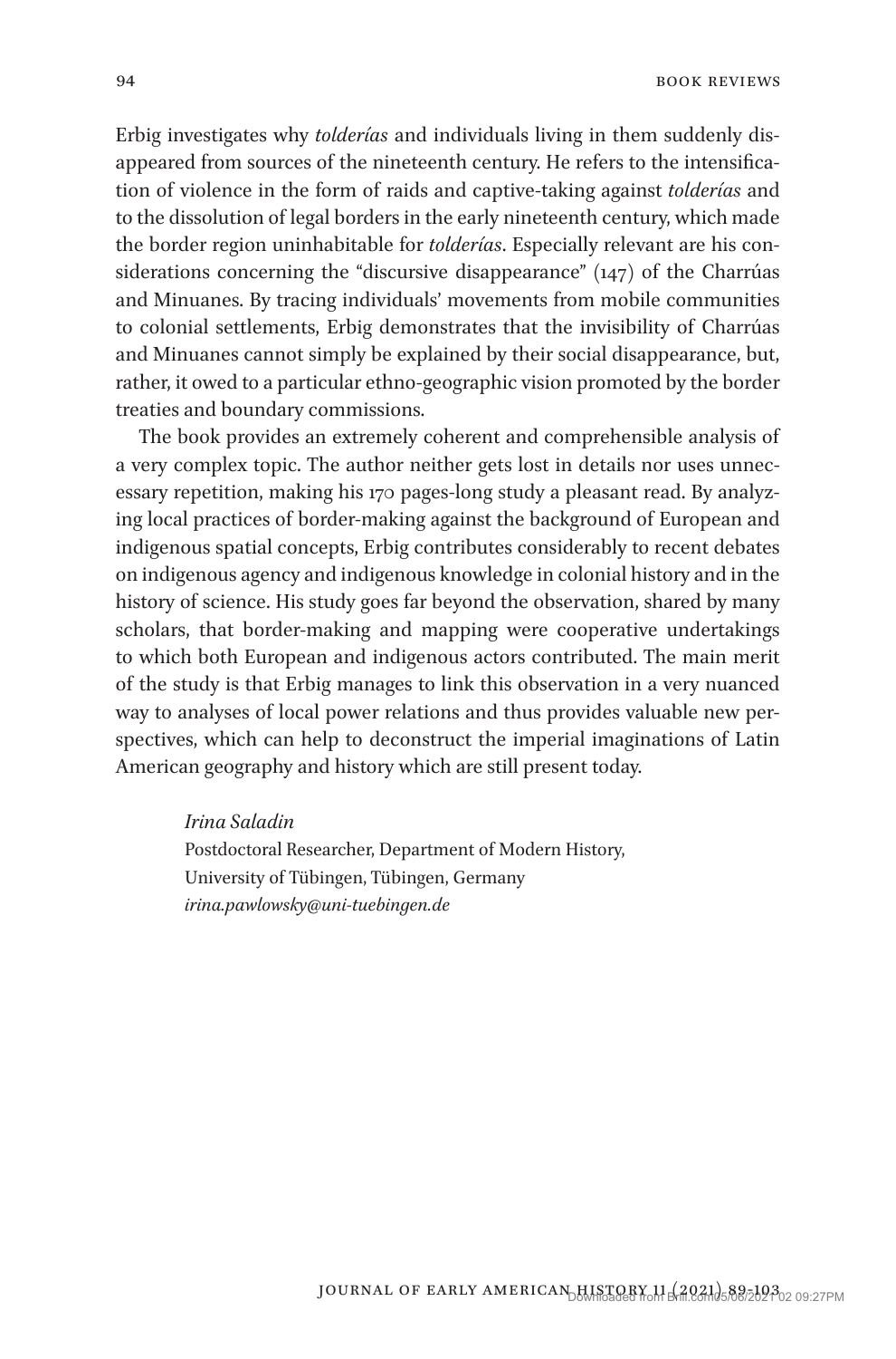Erbig investigates why *tolderías* and individuals living in them suddenly disappeared from sources of the nineteenth century. He refers to the intensification of violence in the form of raids and captive-taking against *tolderías* and to the dissolution of legal borders in the early nineteenth century, which made the border region uninhabitable for *tolderías*. Especially relevant are his considerations concerning the "discursive disappearance" (147) of the Charrúas and Minuanes. By tracing individuals' movements from mobile communities to colonial settlements, Erbig demonstrates that the invisibility of Charrúas and Minuanes cannot simply be explained by their social disappearance, but, rather, it owed to a particular ethno-geographic vision promoted by the border treaties and boundary commissions.

The book provides an extremely coherent and comprehensible analysis of a very complex topic. The author neither gets lost in details nor uses unnecessary repetition, making his 170 pages-long study a pleasant read. By analyzing local practices of border-making against the background of European and indigenous spatial concepts, Erbig contributes considerably to recent debates on indigenous agency and indigenous knowledge in colonial history and in the history of science. His study goes far beyond the observation, shared by many scholars, that border-making and mapping were cooperative undertakings to which both European and indigenous actors contributed. The main merit of the study is that Erbig manages to link this observation in a very nuanced way to analyses of local power relations and thus provides valuable new perspectives, which can help to deconstruct the imperial imaginations of Latin American geography and history which are still present today.

*Irina Saladin*
Postdoctoral Researcher, Department of Modern History,
University of Tübingen, Tübingen, Germany
*irina.pawlowsky@uni-tuebingen.de*